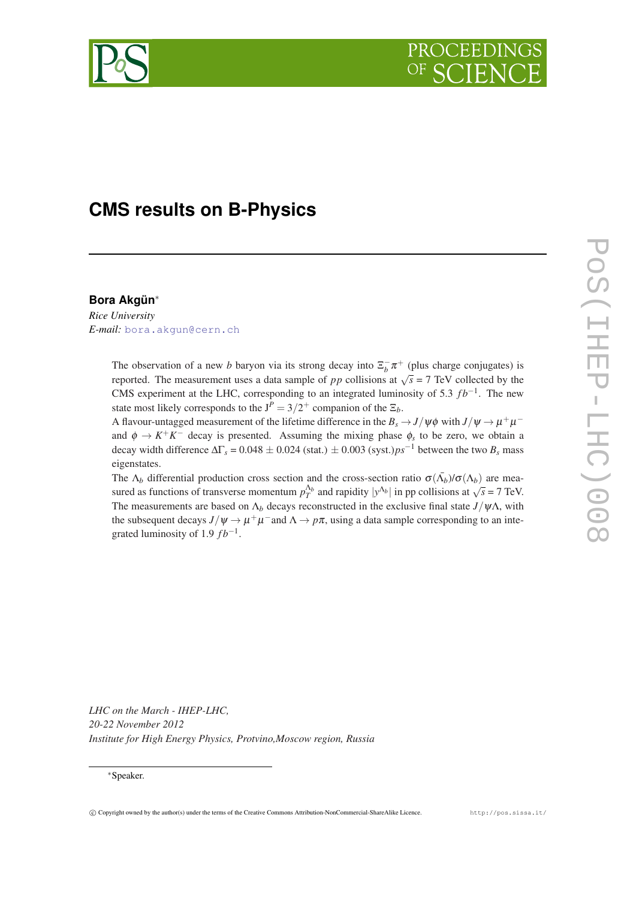# CMS results on B-Physics

**Bora Akgün**[*]

*Rice University*

*E-mail:* bora.akgun@cern.ch

The observation of a new $b$ baryon via its strong decay into $\Xi_b^- \pi^+$ (plus charge conjugates) is reported. The measurement uses a data sample of $pp$ collisions at $\sqrt{s}$ = 7 TeV collected by the CMS experiment at the LHC, corresponding to an integrated luminosity of 5.3 $fb^{-1}$. The new state most likely corresponds to the $J^P = 3/2^+$ companion of the $\Xi_b$.

A flavour-untagged measurement of the lifetime difference in the $B_s \to J/\psi\phi$ with $J/\psi \to \mu^+\mu^-$ and $\phi \to K^+K^-$ decay is presented. Assuming the mixing phase $\phi_s$ to be zero, we obtain a decay width difference $\Delta\Gamma_s = 0.048 \pm 0.024$ (stat.) $\pm$ 0.003 (syst.)$ps^{-1}$ between the two $B_s$ mass eigenstates.

The $\Lambda_b$ differential production cross section and the cross-section ratio $\sigma(\bar{\Lambda}_b)/\sigma(\Lambda_b)$ are measured as functions of transverse momentum $p_T^{\Lambda_b}$ and rapidity $|y^{\Lambda_b}|$ in pp collisions at $\sqrt{s}$ = 7 TeV. The measurements are based on $\Lambda_b$ decays reconstructed in the exclusive final state $J/\psi\Lambda$, with the subsequent decays $J/\psi \to \mu^+\mu^-$ and $\Lambda \to p\pi$, using a data sample corresponding to an integrated luminosity of 1.9 $fb^{-1}$.

*LHC on the March - IHEP-LHC,*
*20-22 November 2012*
*Institute for High Energy Physics, Protvino,Moscow region, Russia*

[*]Speaker.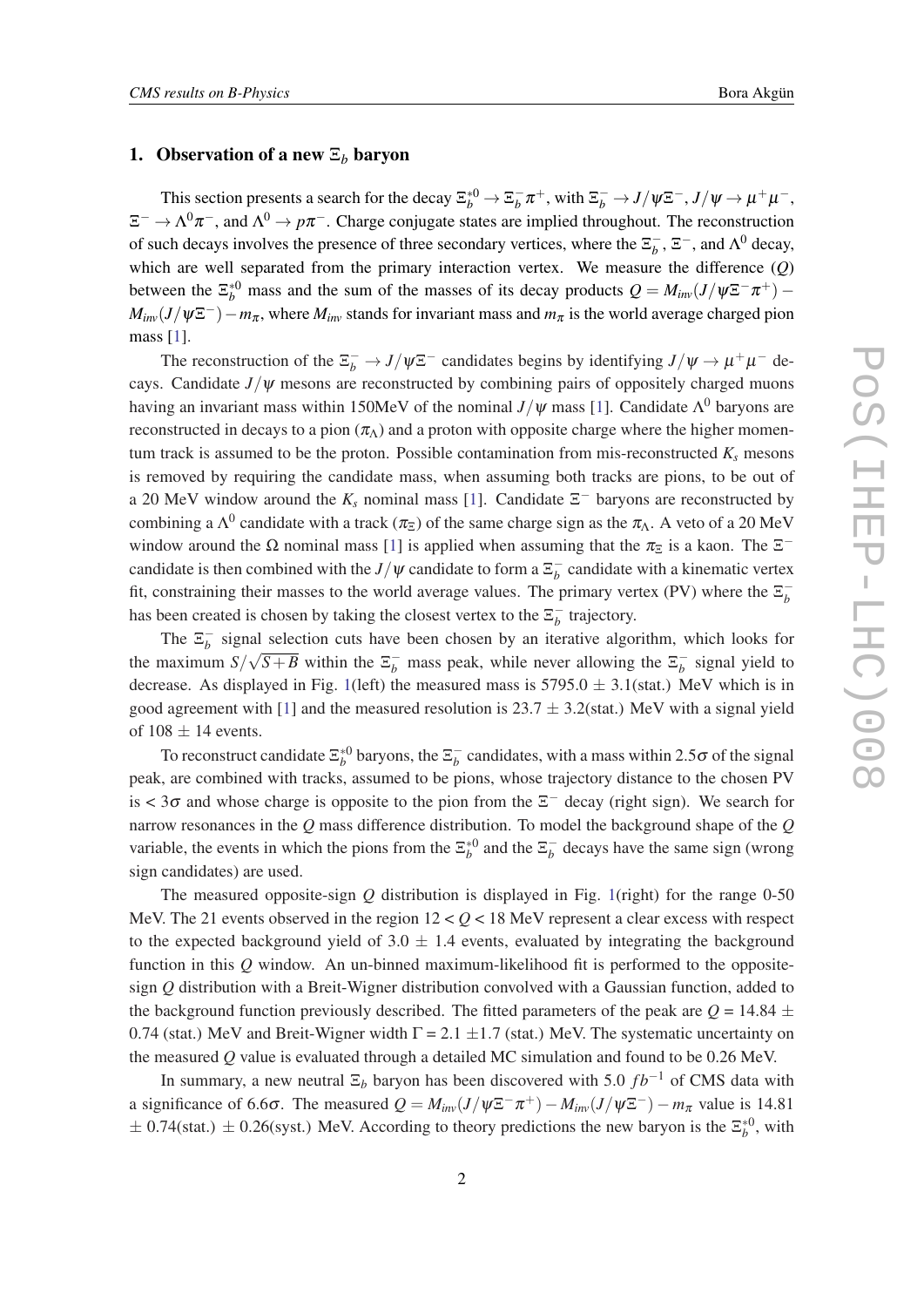## 1. Observation of a new $\Xi_b$ baryon

This section presents a search for the decay $\Xi_b^{*0} \to \Xi_b^- \pi^+$, with $\Xi_b^- \to J/\psi \Xi^-$, $J/\psi \to \mu^+\mu^-$, $\Xi^- \to \Lambda^0 \pi^-$, and $\Lambda^0 \to p\pi^-$. Charge conjugate states are implied throughout. The reconstruction of such decays involves the presence of three secondary vertices, where the $\Xi_b^-$, $\Xi^-$, and $\Lambda^0$ decay, which are well separated from the primary interaction vertex. We measure the difference ($Q$) between the $\Xi_b^{*0}$ mass and the sum of the masses of its decay products $Q = M_{inv}(J/\psi \Xi^- \pi^+) - M_{inv}(J/\psi \Xi^-) - m_\pi$, where $M_{inv}$ stands for invariant mass and $m_\pi$ is the world average charged pion mass [1].

The reconstruction of the $\Xi_b^- \to J/\psi \Xi^-$ candidates begins by identifying $J/\psi \to \mu^+\mu^-$ decays. Candidate $J/\psi$ mesons are reconstructed by combining pairs of oppositely charged muons having an invariant mass within 150MeV of the nominal $J/\psi$ mass [1]. Candidate $\Lambda^0$ baryons are reconstructed in decays to a pion ($\pi_\Lambda$) and a proton with opposite charge where the higher momentum track is assumed to be the proton. Possible contamination from mis-reconstructed $K_s$ mesons is removed by requiring the candidate mass, when assuming both tracks are pions, to be out of a 20 MeV window around the $K_s$ nominal mass [1]. Candidate $\Xi^-$ baryons are reconstructed by combining a $\Lambda^0$ candidate with a track ($\pi_\Xi$) of the same charge sign as the $\pi_\Lambda$. A veto of a 20 MeV window around the $\Omega$ nominal mass [1] is applied when assuming that the $\pi_\Xi$ is a kaon. The $\Xi^-$ candidate is then combined with the $J/\psi$ candidate to form a $\Xi_b^-$ candidate with a kinematic vertex fit, constraining their masses to the world average values. The primary vertex (PV) where the $\Xi_b^-$ has been created is chosen by taking the closest vertex to the $\Xi_b^-$ trajectory.

The $\Xi_b^-$ signal selection cuts have been chosen by an iterative algorithm, which looks for the maximum $S/\sqrt{S+B}$ within the $\Xi_b^-$ mass peak, while never allowing the $\Xi_b^-$ signal yield to decrease. As displayed in Fig. 1(left) the measured mass is 5795.0 $\pm$ 3.1(stat.) MeV which is in good agreement with [1] and the measured resolution is 23.7 $\pm$ 3.2(stat.) MeV with a signal yield of 108 $\pm$ 14 events.

To reconstruct candidate $\Xi_b^{*0}$ baryons, the $\Xi_b^-$ candidates, with a mass within $2.5\sigma$ of the signal peak, are combined with tracks, assumed to be pions, whose trajectory distance to the chosen PV is $< 3\sigma$ and whose charge is opposite to the pion from the $\Xi^-$ decay (right sign). We search for narrow resonances in the $Q$ mass difference distribution. To model the background shape of the $Q$ variable, the events in which the pions from the $\Xi_b^{*0}$ and the $\Xi_b^-$ decays have the same sign (wrong sign candidates) are used.

The measured opposite-sign $Q$ distribution is displayed in Fig. 1(right) for the range 0-50 MeV. The 21 events observed in the region $12 < Q < 18$ MeV represent a clear excess with respect to the expected background yield of 3.0 $\pm$ 1.4 events, evaluated by integrating the background function in this $Q$ window. An un-binned maximum-likelihood fit is performed to the opposite-sign $Q$ distribution with a Breit-Wigner distribution convolved with a Gaussian function, added to the background function previously described. The fitted parameters of the peak are $Q$ = 14.84 $\pm$ 0.74 (stat.) MeV and Breit-Wigner width $\Gamma$ = 2.1 $\pm$1.7 (stat.) MeV. The systematic uncertainty on the measured $Q$ value is evaluated through a detailed MC simulation and found to be 0.26 MeV.

In summary, a new neutral $\Xi_b$ baryon has been discovered with 5.0 $fb^{-1}$ of CMS data with a significance of $6.6\sigma$. The measured $Q = M_{inv}(J/\psi \Xi^- \pi^+) - M_{inv}(J/\psi \Xi^-) - m_\pi$ value is 14.81 $\pm$ 0.74(stat.) $\pm$ 0.26(syst.) MeV. According to theory predictions the new baryon is the $\Xi_b^{*0}$, with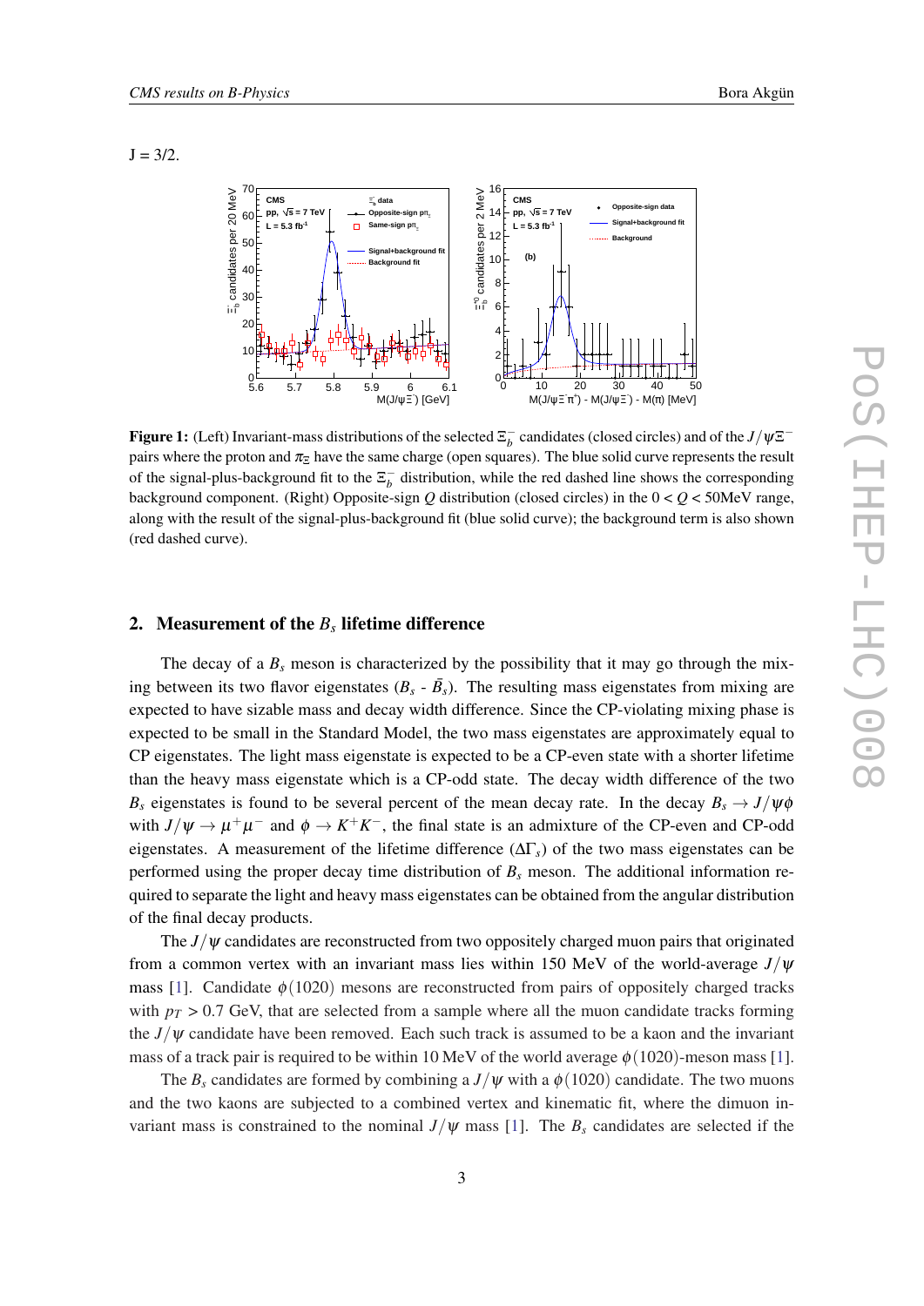J = 3/2.

**Figure 1:** (Left) Invariant-mass distributions of the selected $\Xi_b^-$ candidates (closed circles) and of the $J/\psi\Xi^-$ pairs where the proton and $\pi_\Xi$ have the same charge (open squares). The blue solid curve represents the result of the signal-plus-background fit to the $\Xi_b^-$ distribution, while the red dashed line shows the corresponding background component. (Right) Opposite-sign $Q$ distribution (closed circles) in the $0 < Q < 50$MeV range, along with the result of the signal-plus-background fit (blue solid curve); the background term is also shown (red dashed curve).

## 2. Measurement of the $B_s$ lifetime difference

The decay of a $B_s$ meson is characterized by the possibility that it may go through the mixing between its two flavor eigenstates ($B_s$ - $\bar{B}_s$). The resulting mass eigenstates from mixing are expected to have sizable mass and decay width difference. Since the CP-violating mixing phase is expected to be small in the Standard Model, the two mass eigenstates are approximately equal to CP eigenstates. The light mass eigenstate is expected to be a CP-even state with a shorter lifetime than the heavy mass eigenstate which is a CP-odd state. The decay width difference of the two $B_s$ eigenstates is found to be several percent of the mean decay rate. In the decay $B_s \rightarrow J/\psi\phi$ with $J/\psi \rightarrow \mu^+\mu^-$ and $\phi \rightarrow K^+K^-$, the final state is an admixture of the CP-even and CP-odd eigenstates. A measurement of the lifetime difference ($\Delta\Gamma_s$) of the two mass eigenstates can be performed using the proper decay time distribution of $B_s$ meson. The additional information required to separate the light and heavy mass eigenstates can be obtained from the angular distribution of the final decay products.

The $J/\psi$ candidates are reconstructed from two oppositely charged muon pairs that originated from a common vertex with an invariant mass lies within 150 MeV of the world-average $J/\psi$ mass [1]. Candidate $\phi(1020)$ mesons are reconstructed from pairs of oppositely charged tracks with $p_T > 0.7$ GeV, that are selected from a sample where all the muon candidate tracks forming the $J/\psi$ candidate have been removed. Each such track is assumed to be a kaon and the invariant mass of a track pair is required to be within 10 MeV of the world average $\phi(1020)$-meson mass [1].

The $B_s$ candidates are formed by combining a $J/\psi$ with a $\phi(1020)$ candidate. The two muons and the two kaons are subjected to a combined vertex and kinematic fit, where the dimuon invariant mass is constrained to the nominal $J/\psi$ mass [1]. The $B_s$ candidates are selected if the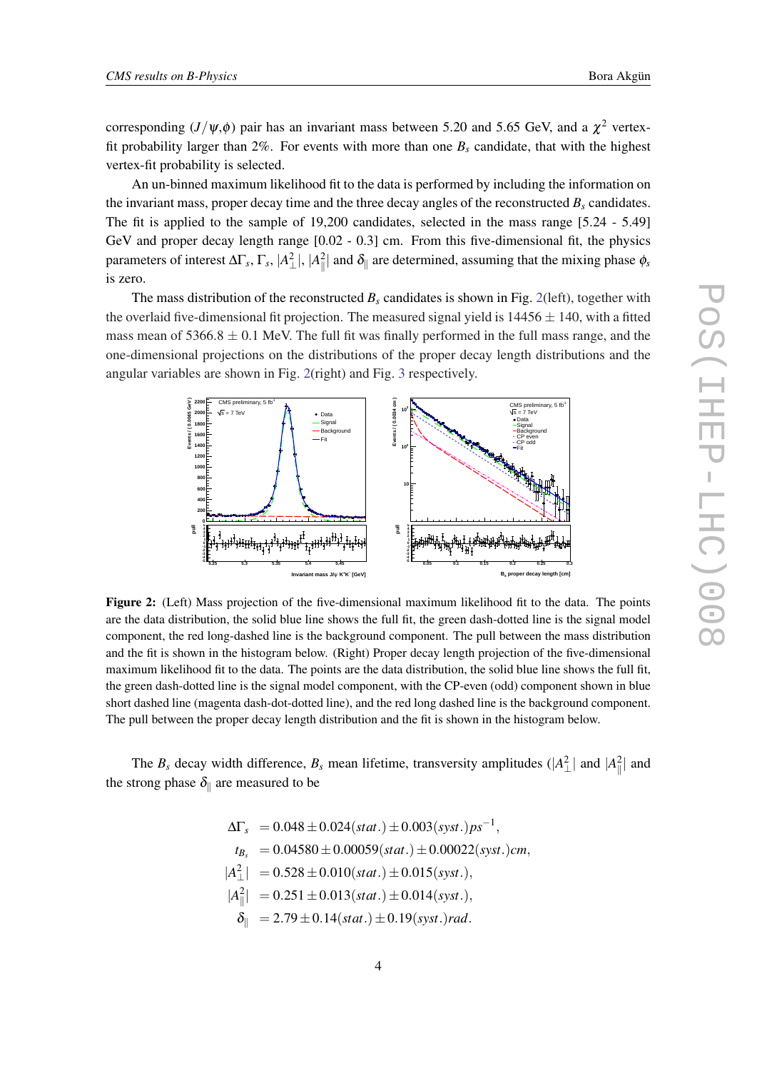corresponding ($J/\psi$,$\phi$) pair has an invariant mass between 5.20 and 5.65 GeV, and a $\chi^2$ vertex-fit probability larger than 2%. For events with more than one $B_s$ candidate, that with the highest vertex-fit probability is selected.

An un-binned maximum likelihood fit to the data is performed by including the information on the invariant mass, proper decay time and the three decay angles of the reconstructed $B_s$ candidates. The fit is applied to the sample of 19,200 candidates, selected in the mass range [5.24 - 5.49] GeV and proper decay length range [0.02 - 0.3] cm. From this five-dimensional fit, the physics parameters of interest $\Delta\Gamma_s$, $\Gamma_s$, $|A_\perp^2|$, $|A_\parallel^2|$ and $\delta_\parallel$ are determined, assuming that the mixing phase $\phi_s$ is zero.

The mass distribution of the reconstructed $B_s$ candidates is shown in Fig. 2(left), together with the overlaid five-dimensional fit projection. The measured signal yield is $14456 \pm 140$, with a fitted mass mean of $5366.8 \pm 0.1$ MeV. The full fit was finally performed in the full mass range, and the one-dimensional projections on the distributions of the proper decay length distributions and the angular variables are shown in Fig. 2(right) and Fig. 3 respectively.

**Figure 2:** (Left) Mass projection of the five-dimensional maximum likelihood fit to the data. The points are the data distribution, the solid blue line shows the full fit, the green dash-dotted line is the signal model component, the red long-dashed line is the background component. The pull between the mass distribution and the fit is shown in the histogram below. (Right) Proper decay length projection of the five-dimensional maximum likelihood fit to the data. The points are the data distribution, the solid blue line shows the full fit, the green dash-dotted line is the signal model component, with the CP-even (odd) component shown in blue short dashed line (magenta dash-dot-dotted line), and the red long dashed line is the background component. The pull between the proper decay length distribution and the fit is shown in the histogram below.

The $B_s$ decay width difference, $B_s$ mean lifetime, transversity amplitudes ($|A_\perp^2|$ and $|A_\parallel^2|$ and the strong phase $\delta_\parallel$ are measured to be

$$
\begin{aligned}
\Delta\Gamma_s &= 0.048 \pm 0.024(stat.) \pm 0.003(syst.) ps^{-1}, \\
t_{B_s} &= 0.04580 \pm 0.00059(stat.) \pm 0.00022(syst.) cm, \\
|A_\perp^2| &= 0.528 \pm 0.010(stat.) \pm 0.015(syst.), \\
|A_\parallel^2| &= 0.251 \pm 0.013(stat.) \pm 0.014(syst.), \\
\delta_\parallel &= 2.79 \pm 0.14(stat.) \pm 0.19(syst.) rad.
\end{aligned}
$$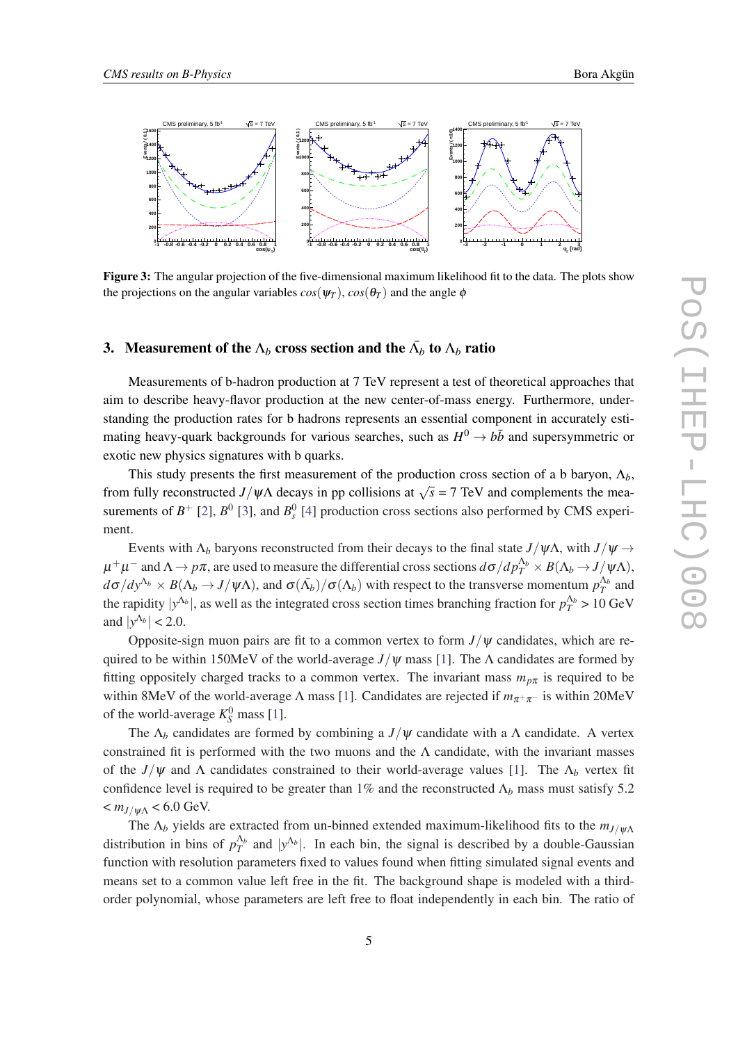**Figure 3:** The angular projection of the five-dimensional maximum likelihood fit to the data. The plots show the projections on the angular variables $cos(\psi_T)$, $cos(\theta_T)$ and the angle $\phi$

## 3. Measurement of the $\Lambda_b$ cross section and the $\bar{\Lambda_b}$ to $\Lambda_b$ ratio

Measurements of b-hadron production at 7 TeV represent a test of theoretical approaches that aim to describe heavy-flavor production at the new center-of-mass energy. Furthermore, understanding the production rates for b hadrons represents an essential component in accurately estimating heavy-quark backgrounds for various searches, such as $H^0 \to b\bar{b}$ and supersymmetric or exotic new physics signatures with b quarks.

This study presents the first measurement of the production cross section of a b baryon, $\Lambda_b$, from fully reconstructed $J/\psi\Lambda$ decays in pp collisions at $\sqrt{s}$ = 7 TeV and complements the measurements of $B^+$ [2], $B^0$ [3], and $B^0_s$ [4] production cross sections also performed by CMS experiment.

Events with $\Lambda_b$ baryons reconstructed from their decays to the final state $J/\psi\Lambda$, with $J/\psi \to \mu^+\mu^-$ and $\Lambda \to p\pi$, are used to measure the differential cross sections $d\sigma/dp_T^{\Lambda_b} \times B(\Lambda_b \to J/\psi\Lambda)$, $d\sigma/dy^{\Lambda_b} \times B(\Lambda_b \to J/\psi\Lambda)$, and $\sigma(\bar{\Lambda_b})/\sigma(\Lambda_b)$ with respect to the transverse momentum $p_T^{\Lambda_b}$ and the rapidity $|y^{\Lambda_b}|$, as well as the integrated cross section times branching fraction for $p_T^{\Lambda_b} > 10$ GeV and $|y^{\Lambda_b}| < 2.0$.

Opposite-sign muon pairs are fit to a common vertex to form $J/\psi$ candidates, which are required to be within 150MeV of the world-average $J/\psi$ mass [1]. The $\Lambda$ candidates are formed by fitting oppositely charged tracks to a common vertex. The invariant mass $m_{p\pi}$ is required to be within 8MeV of the world-average $\Lambda$ mass [1]. Candidates are rejected if $m_{\pi^+\pi^-}$ is within 20MeV of the world-average $K^0_S$ mass [1].

The $\Lambda_b$ candidates are formed by combining a $J/\psi$ candidate with a $\Lambda$ candidate. A vertex constrained fit is performed with the two muons and the $\Lambda$ candidate, with the invariant masses of the $J/\psi$ and $\Lambda$ candidates constrained to their world-average values [1]. The $\Lambda_b$ vertex fit confidence level is required to be greater than 1% and the reconstructed $\Lambda_b$ mass must satisfy $5.2 < m_{J/\psi\Lambda} < 6.0$ GeV.

The $\Lambda_b$ yields are extracted from un-binned extended maximum-likelihood fits to the $m_{J/\psi\Lambda}$ distribution in bins of $p_T^{\Lambda_b}$ and $|y^{\Lambda_b}|$. In each bin, the signal is described by a double-Gaussian function with resolution parameters fixed to values found when fitting simulated signal events and means set to a common value left free in the fit. The background shape is modeled with a third-order polynomial, whose parameters are left free to float independently in each bin. The ratio of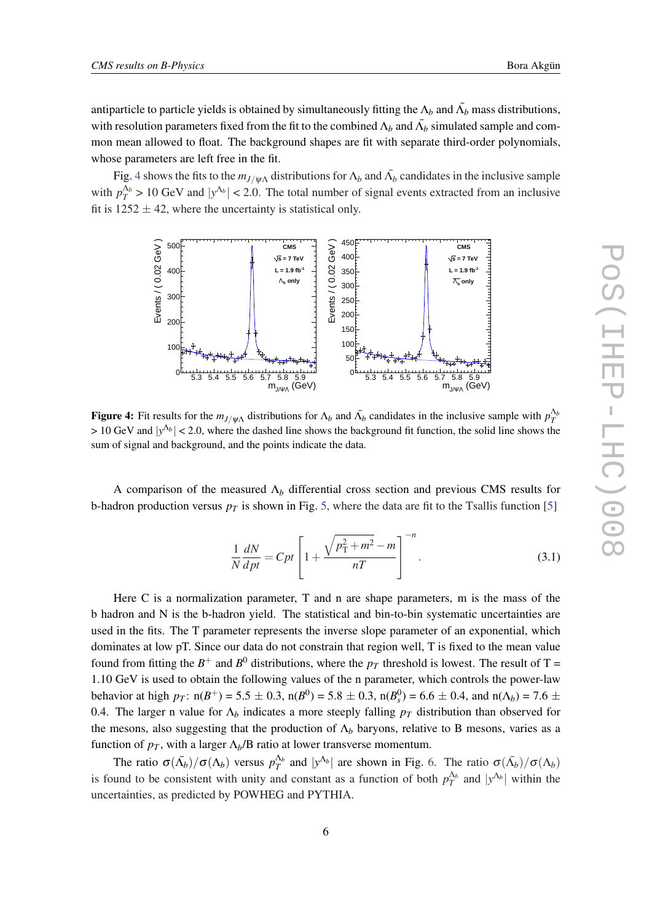antiparticle to particle yields is obtained by simultaneously fitting the $\Lambda_b$ and $\bar{\Lambda}_b$ mass distributions, with resolution parameters fixed from the fit to the combined $\Lambda_b$ and $\bar{\Lambda}_b$ simulated sample and common mean allowed to float. The background shapes are fit with separate third-order polynomials, whose parameters are left free in the fit.

Fig. 4 shows the fits to the $m_{J/\psi\Lambda}$ distributions for $\Lambda_b$ and $\bar{\Lambda}_b$ candidates in the inclusive sample with $p_T^{\Lambda_b} > 10$ GeV and $|y^{\Lambda_b}| < 2.0$. The total number of signal events extracted from an inclusive fit is $1252 \pm 42$, where the uncertainty is statistical only.

**Figure 4:** Fit results for the $m_{J/\psi\Lambda}$ distributions for $\Lambda_b$ and $\bar{\Lambda}_b$ candidates in the inclusive sample with $p_T^{\Lambda_b} > 10$ GeV and $|y^{\Lambda_b}| < 2.0$, where the dashed line shows the background fit function, the solid line shows the sum of signal and background, and the points indicate the data.

A comparison of the measured $\Lambda_b$ differential cross section and previous CMS results for b-hadron production versus $p_T$ is shown in Fig. 5, where the data are fit to the Tsallis function [5]

$$\frac{1}{N}\frac{dN}{dpt} = Cpt\left[1+\frac{\sqrt{p_{\mathrm{T}}^2+m^2}-m}{nT}\right]^{-n}. \tag{3.1}$$

Here C is a normalization parameter, T and n are shape parameters, m is the mass of the b hadron and N is the b-hadron yield. The statistical and bin-to-bin systematic uncertainties are used in the fits. The T parameter represents the inverse slope parameter of an exponential, which dominates at low pT. Since our data do not constrain that region well, T is fixed to the mean value found from fitting the $B^+$ and $B^0$ distributions, where the $p_T$ threshold is lowest. The result of T = 1.10 GeV is used to obtain the following values of the n parameter, which controls the power-law behavior at high $p_T$: n($B^+$) = 5.5 $\pm$ 0.3, n($B^0$) = 5.8 $\pm$ 0.3, n($B_s^0$) = 6.6 $\pm$ 0.4, and n($\Lambda_b$) = 7.6 $\pm$ 0.4. The larger n value for $\Lambda_b$ indicates a more steeply falling $p_T$ distribution than observed for the mesons, also suggesting that the production of $\Lambda_b$ baryons, relative to B mesons, varies as a function of $p_T$, with a larger $\Lambda_b$/B ratio at lower transverse momentum.

The ratio $\sigma(\bar{\Lambda}_b)/\sigma(\Lambda_b)$ versus $p_T^{\Lambda_b}$ and $|y^{\Lambda_b}|$ are shown in Fig. 6. The ratio $\sigma(\bar{\Lambda}_b)/\sigma(\Lambda_b)$ is found to be consistent with unity and constant as a function of both $p_T^{\Lambda_b}$ and $|y^{\Lambda_b}|$ within the uncertainties, as predicted by POWHEG and PYTHIA.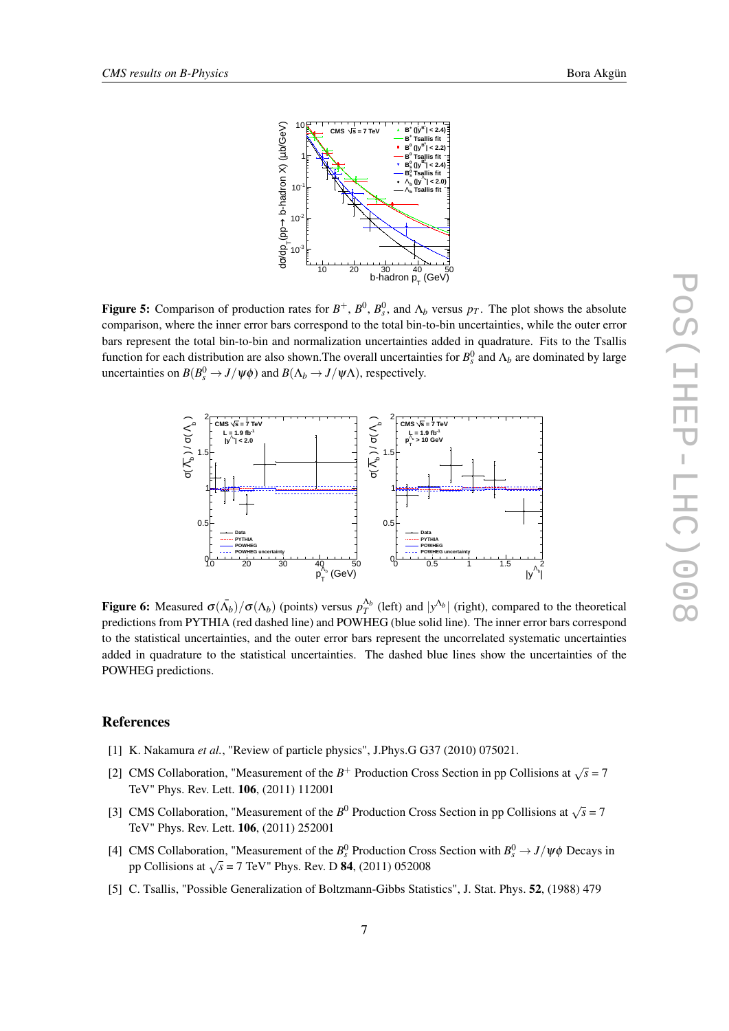CMS $\sqrt{s}$ = 7 TeV

$B^+$ ($|y^B| < 2.4$)

$B^+$ Tsallis fit

$B^0$ ($|y^B| < 2.2$)

$B^0$ Tsallis fit

$B_s^0$ ($|y^B| < 2.4$)

$B_s^0$ Tsallis fit

$\Lambda_b$ ($|y^{\Lambda_b}| < 2.0$)

$\Lambda_b$ Tsallis fit

$d\sigma/dp_T$(pp→ b-hadron X) (μb/GeV)

10

1

$10^{-1}$

$10^{-2}$

$10^{-3}$

10 20 30 40 50

b-hadron $p_T$ (GeV)

**Figure 5:** Comparison of production rates for $B^+$, $B^0$, $B_s^0$, and $\Lambda_b$ versus $p_T$. The plot shows the absolute comparison, where the inner error bars correspond to the total bin-to-bin uncertainties, while the outer error bars represent the total bin-to-bin and normalization uncertainties added in quadrature. Fits to the Tsallis function for each distribution are also shown.The overall uncertainties for $B_s^0$ and $\Lambda_b$ are dominated by large uncertainties on $B(B_s^0 \to J/\psi\phi)$ and $B(\Lambda_b \to J/\psi\Lambda)$, respectively.

CMS $\sqrt{s}$ = 7 TeV

L = 1.9 fb$^{-1}$

$|y^{\Lambda_b}| < 2.0$

$\sigma(\bar{\Lambda}_b) / \sigma(\Lambda_b)$

2

1.5

1

0.5

0

10 20 30 40 50

$p_T^{\Lambda_b}$ (GeV)

Data

PYTHIA

POWHEG

POWHEG uncertainty

CMS $\sqrt{s}$ = 7 TeV

L = 1.9 fb$^{-1}$

$p_T^{\Lambda_b} > 10$ GeV

$\sigma(\bar{\Lambda}_b) / \sigma(\Lambda_b)$

2

1.5

1

0.5

0

0 0.5 1 1.5 2

$|y^{\Lambda_b}|$

Data

PYTHIA

POWHEG

POWHEG uncertainty

**Figure 6:** Measured $\sigma(\bar{\Lambda}_b)/\sigma(\Lambda_b)$ (points) versus $p_T^{\Lambda_b}$ (left) and $|y^{\Lambda_b}|$ (right), compared to the theoretical predictions from PYTHIA (red dashed line) and POWHEG (blue solid line). The inner error bars correspond to the statistical uncertainties, and the outer error bars represent the uncorrelated systematic uncertainties added in quadrature to the statistical uncertainties. The dashed blue lines show the uncertainties of the POWHEG predictions.

## References

[1] K. Nakamura *et al.*, "Review of particle physics", J.Phys.G G37 (2010) 075021.

[2] CMS Collaboration, "Measurement of the $B^+$ Production Cross Section in pp Collisions at $\sqrt{s} = 7$ TeV" Phys. Rev. Lett. **106**, (2011) 112001

[3] CMS Collaboration, "Measurement of the $B^0$ Production Cross Section in pp Collisions at $\sqrt{s} = 7$ TeV" Phys. Rev. Lett. **106**, (2011) 252001

[4] CMS Collaboration, "Measurement of the $B_s^0$ Production Cross Section with $B_s^0 \to J/\psi\phi$ Decays in pp Collisions at $\sqrt{s} = 7$ TeV" Phys. Rev. D **84**, (2011) 052008

[5] C. Tsallis, "Possible Generalization of Boltzmann-Gibbs Statistics", J. Stat. Phys. **52**, (1988) 479